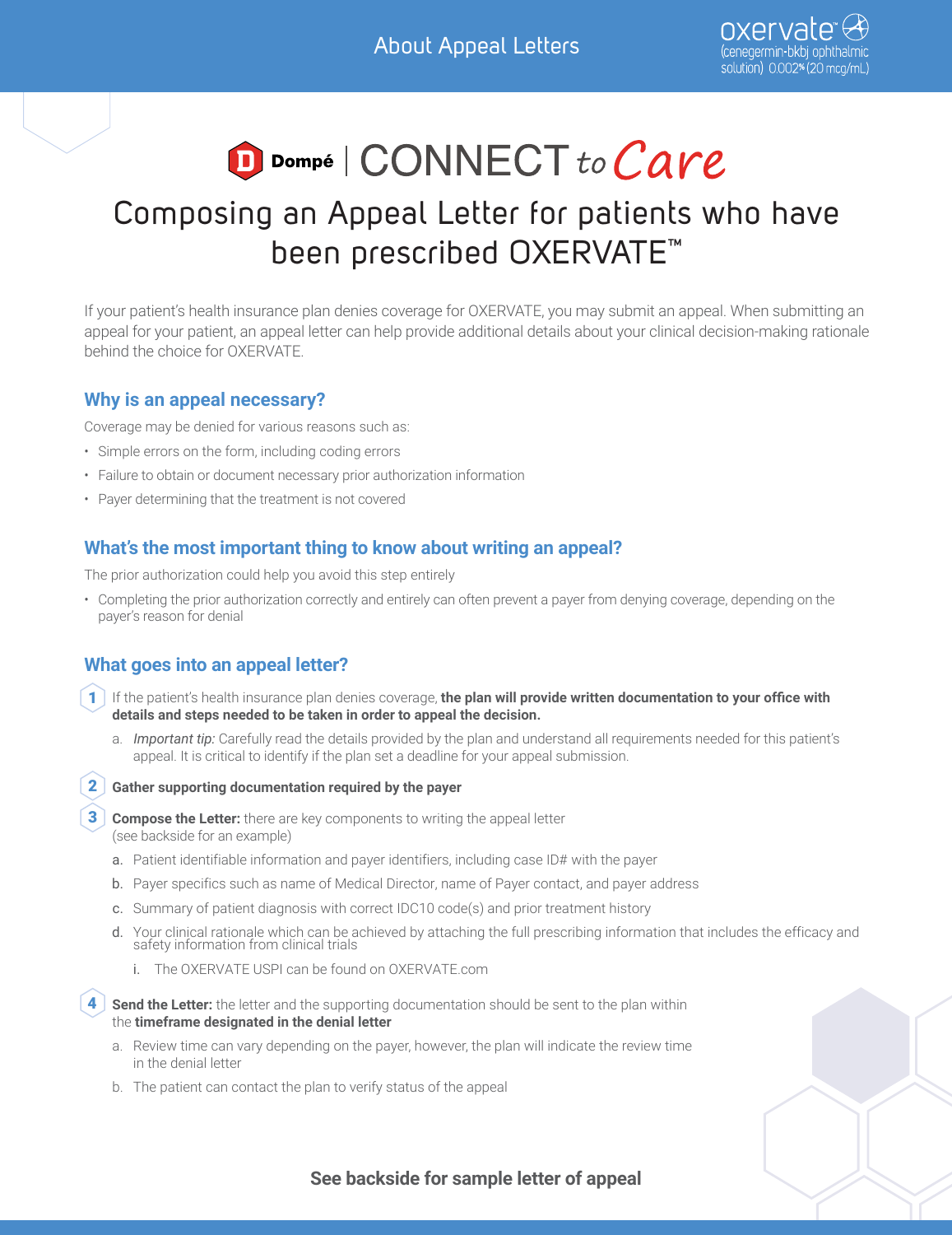About Appeal Letters

oxervate™ (cenegermin-bkbj ophthalmic solution) 0.002% (20 mcg/mL)

Dompé | CONNECT to Care

# Composing an Appeal Letter for patients who have been prescribed OXERVATE™

If your patient's health insurance plan denies coverage for OXERVATE, you may submit an appeal. When submitting an appeal for your patient, an appeal letter can help provide additional details about your clinical decision-making rationale behind the choice for OXERVATE.

## Why is an appeal necessary?

Coverage may be denied for various reasons such as:

- Simple errors on the form, including coding errors
- Failure to obtain or document necessary prior authorization information
- Payer determining that the treatment is not covered

## What's the most important thing to know about writing an appeal?

The prior authorization could help you avoid this step entirely

- Completing the prior authorization correctly and entirely can often prevent a payer from denying coverage, depending on the payer's reason for denial

## What goes into an appeal letter?

1. If the patient's health insurance plan denies coverage, **the plan will provide written documentation to your office with details and steps needed to be taken in order to appeal the decision.**
   a. *Important tip:* Carefully read the details provided by the plan and understand all requirements needed for this patient's appeal. It is critical to identify if the plan set a deadline for your appeal submission.
2. **Gather supporting documentation required by the payer**
3. **Compose the Letter:** there are key components to writing the appeal letter (see backside for an example)
   a. Patient identifiable information and payer identifiers, including case ID# with the payer
   b. Payer specifics such as name of Medical Director, name of Payer contact, and payer address
   c. Summary of patient diagnosis with correct IDC10 code(s) and prior treatment history
   d. Your clinical rationale which can be achieved by attaching the full prescribing information that includes the efficacy and safety information from clinical trials
      i. The OXERVATE USPI can be found on OXERVATE.com
4. **Send the Letter:** the letter and the supporting documentation should be sent to the plan within the **timeframe designated in the denial letter**
   a. Review time can vary depending on the payer, however, the plan will indicate the review time in the denial letter
   b. The patient can contact the plan to verify status of the appeal

**See backside for sample letter of appeal**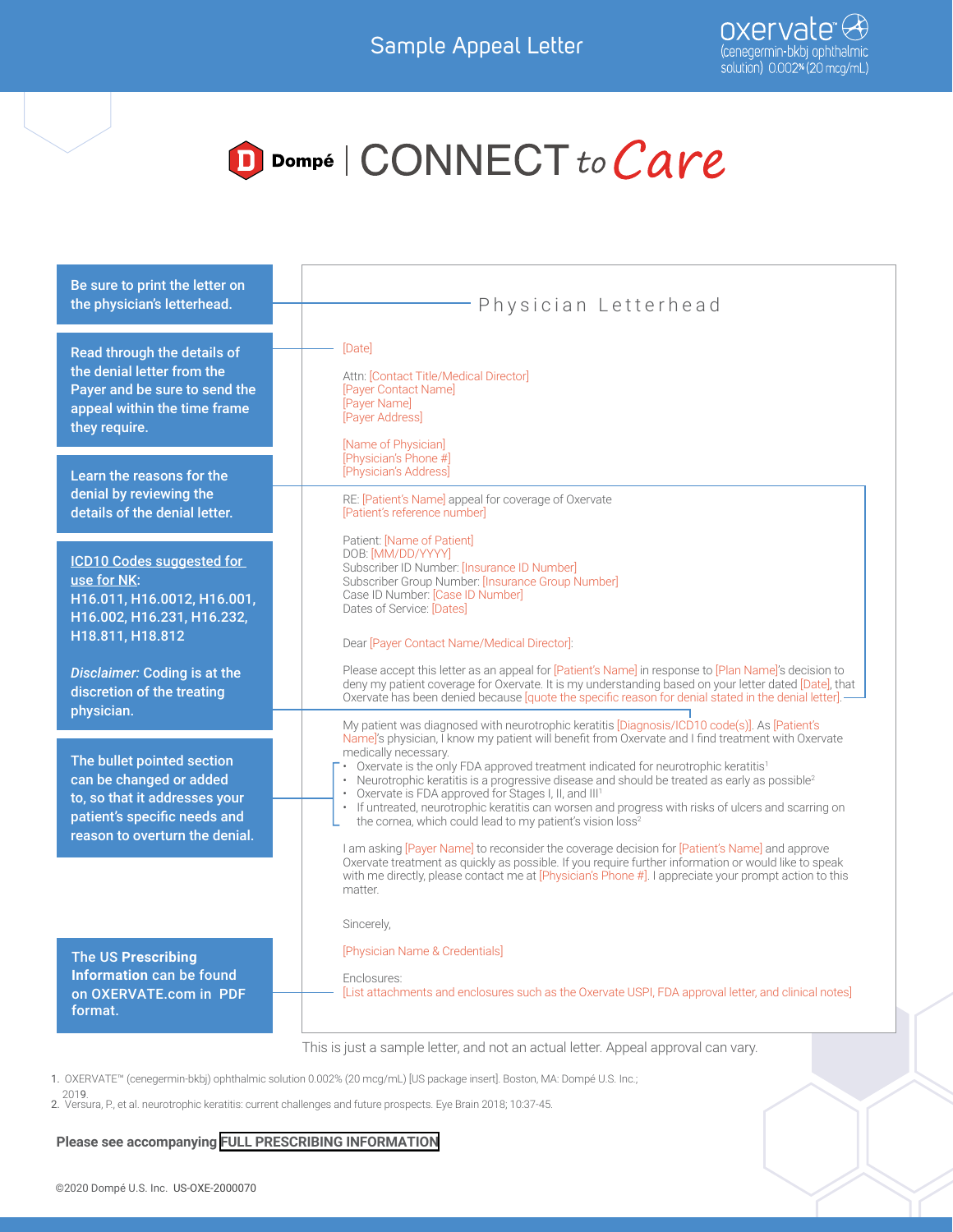# Sample Appeal Letter

oxervate™ (cenegermin-bkbj ophthalmic solution) 0.002% (20 mcg/mL)

Dompé | CONNECT to Care

Be sure to print the letter on the physician's letterhead.

Read through the details of the denial letter from the Payer and be sure to send the appeal within the time frame they require.

Learn the reasons for the denial by reviewing the details of the denial letter.

ICD10 Codes suggested for use for NK:
H16.011, H16.0012, H16.001, H16.002, H16.231, H16.232, H18.811, H18.812

*Disclaimer:* Coding is at the discretion of the treating physician.

The bullet pointed section can be changed or added to, so that it addresses your patient's specific needs and reason to overturn the denial.

The US Prescribing Information can be found on OXERVATE.com in PDF format.

---

Physician Letterhead

[Date]

Attn: [Contact Title/Medical Director]
[Payer Contact Name]
[Payer Name]
[Payer Address]

[Name of Physician]
[Physician's Phone #]
[Physician's Address]

RE: [Patient's Name] appeal for coverage of Oxervate
[Patient's reference number]

Patient: [Name of Patient]
DOB: [MM/DD/YYYY]
Subscriber ID Number: [Insurance ID Number]
Subscriber Group Number: [Insurance Group Number]
Case ID Number: [Case ID Number]
Dates of Service: [Dates]

Dear [Payer Contact Name/Medical Director]:

Please accept this letter as an appeal for [Patient's Name] in response to [Plan Name]'s decision to deny my patient coverage for Oxervate. It is my understanding based on your letter dated [Date], that Oxervate has been denied because [quote the specific reason for denial stated in the denial letter].

My patient was diagnosed with neurotrophic keratitis [Diagnosis/ICD10 code(s)]. As [Patient's Name]'s physician, I know my patient will benefit from Oxervate and I find treatment with Oxervate medically necessary.

- Oxervate is the only FDA approved treatment indicated for neurotrophic keratitis[1]
- Neurotrophic keratitis is a progressive disease and should be treated as early as possible[2]
- Oxervate is FDA approved for Stages I, II, and III[1]
- If untreated, neurotrophic keratitis can worsen and progress with risks of ulcers and scarring on the cornea, which could lead to my patient's vision loss[2]

I am asking [Payer Name] to reconsider the coverage decision for [Patient's Name] and approve Oxervate treatment as quickly as possible. If you require further information or would like to speak with me directly, please contact me at [Physician's Phone #]. I appreciate your prompt action to this matter.

Sincerely,

[Physician Name & Credentials]

Enclosures:
[List attachments and enclosures such as the Oxervate USPI, FDA approval letter, and clinical notes]

---

This is just a sample letter, and not an actual letter. Appeal approval can vary.

1. OXERVATE™ (cenegermin-bkbj) ophthalmic solution 0.002% (20 mcg/mL) [US package insert]. Boston, MA: Dompé U.S. Inc.; 2019.
2. Versura, P., et al. neurotrophic keratitis: current challenges and future prospects. Eye Brain 2018; 10:37-45.

**Please see accompanying FULL PRESCRIBING INFORMATION**

©2020 Dompé U.S. Inc. US-OXE-2000070